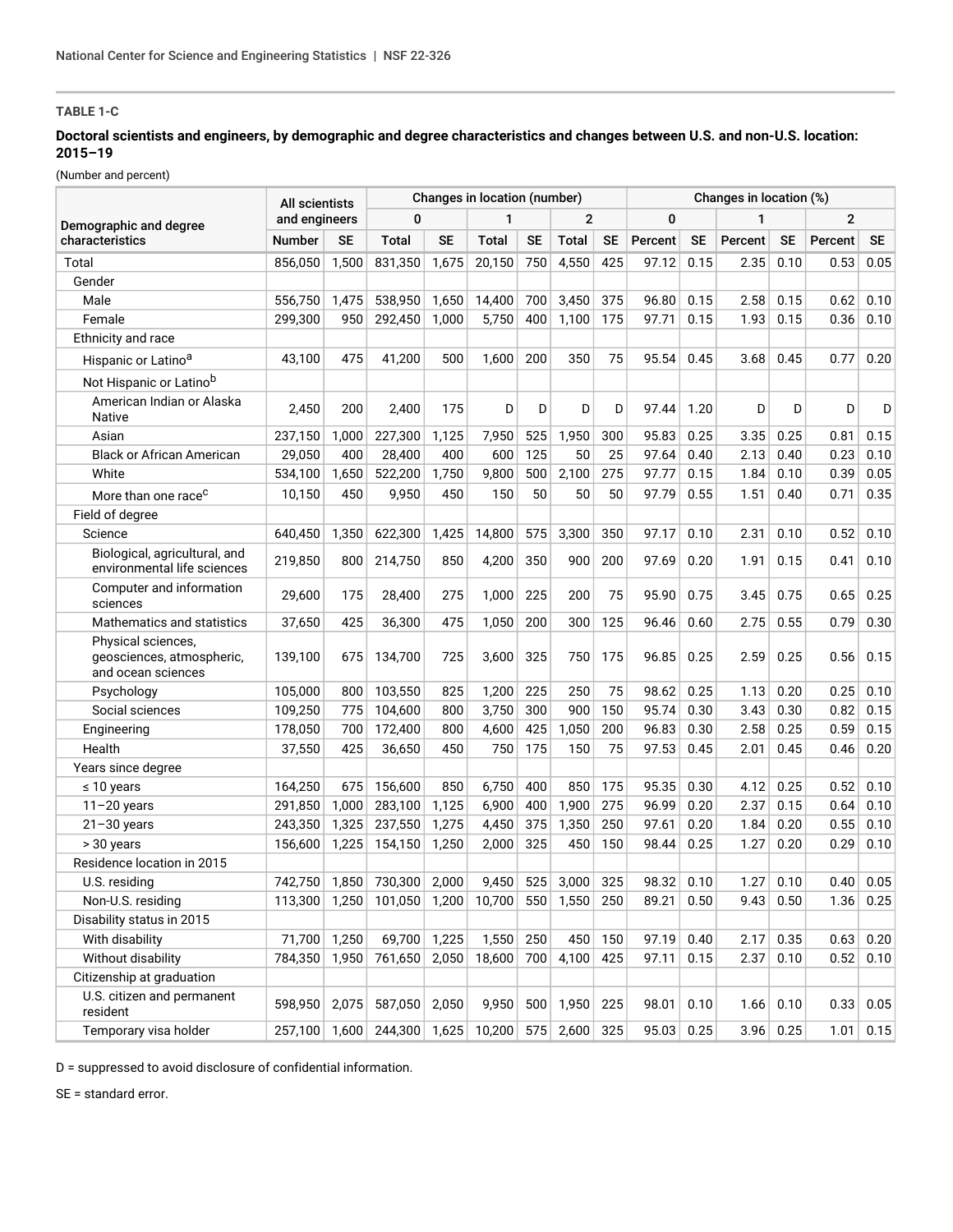**TABLE 1-C**

**Doctoral scientists and engineers, by demographic and degree characteristics and changes between U.S. and non-U.S. location: 2015–19**

(Number and percent)

| Demographic and degree characteristics | All scientists and engineers | | Changes in location (number) | | | | | | Changes in location (%) | | | | | |
|---|---|---|---|---|---|---|---|---|---|---|---|---|---|---|
| | | | 0 | | 1 | | 2 | | 0 | | 1 | | 2 | |
| | Number | SE | Total | SE | Total | SE | Total | SE | Percent | SE | Percent | SE | Percent | SE |
| Total | 856,050 | 1,500 | 831,350 | 1,675 | 20,150 | 750 | 4,550 | 425 | 97.12 | 0.15 | 2.35 | 0.10 | 0.53 | 0.05 |
| Gender | | | | | | | | | | | | | | |
| Male | 556,750 | 1,475 | 538,950 | 1,650 | 14,400 | 700 | 3,450 | 375 | 96.80 | 0.15 | 2.58 | 0.15 | 0.62 | 0.10 |
| Female | 299,300 | 950 | 292,450 | 1,000 | 5,750 | 400 | 1,100 | 175 | 97.71 | 0.15 | 1.93 | 0.15 | 0.36 | 0.10 |
| Ethnicity and race | | | | | | | | | | | | | | |
| Hispanic or Latino[a] | 43,100 | 475 | 41,200 | 500 | 1,600 | 200 | 350 | 75 | 95.54 | 0.45 | 3.68 | 0.45 | 0.77 | 0.20 |
| Not Hispanic or Latino[b] | | | | | | | | | | | | | | |
| American Indian or Alaska Native | 2,450 | 200 | 2,400 | 175 | D | D | D | D | 97.44 | 1.20 | D | D | D | D |
| Asian | 237,150 | 1,000 | 227,300 | 1,125 | 7,950 | 525 | 1,950 | 300 | 95.83 | 0.25 | 3.35 | 0.25 | 0.81 | 0.15 |
| Black or African American | 29,050 | 400 | 28,400 | 400 | 600 | 125 | 50 | 25 | 97.64 | 0.40 | 2.13 | 0.40 | 0.23 | 0.10 |
| White | 534,100 | 1,650 | 522,200 | 1,750 | 9,800 | 500 | 2,100 | 275 | 97.77 | 0.15 | 1.84 | 0.10 | 0.39 | 0.05 |
| More than one race[c] | 10,150 | 450 | 9,950 | 450 | 150 | 50 | 50 | 50 | 97.79 | 0.55 | 1.51 | 0.40 | 0.71 | 0.35 |
| Field of degree | | | | | | | | | | | | | | |
| Science | 640,450 | 1,350 | 622,300 | 1,425 | 14,800 | 575 | 3,300 | 350 | 97.17 | 0.10 | 2.31 | 0.10 | 0.52 | 0.10 |
| Biological, agricultural, and environmental life sciences | 219,850 | 800 | 214,750 | 850 | 4,200 | 350 | 900 | 200 | 97.69 | 0.20 | 1.91 | 0.15 | 0.41 | 0.10 |
| Computer and information sciences | 29,600 | 175 | 28,400 | 275 | 1,000 | 225 | 200 | 75 | 95.90 | 0.75 | 3.45 | 0.75 | 0.65 | 0.25 |
| Mathematics and statistics | 37,650 | 425 | 36,300 | 475 | 1,050 | 200 | 300 | 125 | 96.46 | 0.60 | 2.75 | 0.55 | 0.79 | 0.30 |
| Physical sciences, geosciences, atmospheric, and ocean sciences | 139,100 | 675 | 134,700 | 725 | 3,600 | 325 | 750 | 175 | 96.85 | 0.25 | 2.59 | 0.25 | 0.56 | 0.15 |
| Psychology | 105,000 | 800 | 103,550 | 825 | 1,200 | 225 | 250 | 75 | 98.62 | 0.25 | 1.13 | 0.20 | 0.25 | 0.10 |
| Social sciences | 109,250 | 775 | 104,600 | 800 | 3,750 | 300 | 900 | 150 | 95.74 | 0.30 | 3.43 | 0.30 | 0.82 | 0.15 |
| Engineering | 178,050 | 700 | 172,400 | 800 | 4,600 | 425 | 1,050 | 200 | 96.83 | 0.30 | 2.58 | 0.25 | 0.59 | 0.15 |
| Health | 37,550 | 425 | 36,650 | 450 | 750 | 175 | 150 | 75 | 97.53 | 0.45 | 2.01 | 0.45 | 0.46 | 0.20 |
| Years since degree | | | | | | | | | | | | | | |
| ≤ 10 years | 164,250 | 675 | 156,600 | 850 | 6,750 | 400 | 850 | 175 | 95.35 | 0.30 | 4.12 | 0.25 | 0.52 | 0.10 |
| 11–20 years | 291,850 | 1,000 | 283,100 | 1,125 | 6,900 | 400 | 1,900 | 275 | 96.99 | 0.20 | 2.37 | 0.15 | 0.64 | 0.10 |
| 21–30 years | 243,350 | 1,325 | 237,550 | 1,275 | 4,450 | 375 | 1,350 | 250 | 97.61 | 0.20 | 1.84 | 0.20 | 0.55 | 0.10 |
| > 30 years | 156,600 | 1,225 | 154,150 | 1,250 | 2,000 | 325 | 450 | 150 | 98.44 | 0.25 | 1.27 | 0.20 | 0.29 | 0.10 |
| Residence location in 2015 | | | | | | | | | | | | | | |
| U.S. residing | 742,750 | 1,850 | 730,300 | 2,000 | 9,450 | 525 | 3,000 | 325 | 98.32 | 0.10 | 1.27 | 0.10 | 0.40 | 0.05 |
| Non-U.S. residing | 113,300 | 1,250 | 101,050 | 1,200 | 10,700 | 550 | 1,550 | 250 | 89.21 | 0.50 | 9.43 | 0.50 | 1.36 | 0.25 |
| Disability status in 2015 | | | | | | | | | | | | | | |
| With disability | 71,700 | 1,250 | 69,700 | 1,225 | 1,550 | 250 | 450 | 150 | 97.19 | 0.40 | 2.17 | 0.35 | 0.63 | 0.20 |
| Without disability | 784,350 | 1,950 | 761,650 | 2,050 | 18,600 | 700 | 4,100 | 425 | 97.11 | 0.15 | 2.37 | 0.10 | 0.52 | 0.10 |
| Citizenship at graduation | | | | | | | | | | | | | | |
| U.S. citizen and permanent resident | 598,950 | 2,075 | 587,050 | 2,050 | 9,950 | 500 | 1,950 | 225 | 98.01 | 0.10 | 1.66 | 0.10 | 0.33 | 0.05 |
| Temporary visa holder | 257,100 | 1,600 | 244,300 | 1,625 | 10,200 | 575 | 2,600 | 325 | 95.03 | 0.25 | 3.96 | 0.25 | 1.01 | 0.15 |

D = suppressed to avoid disclosure of confidential information.

SE = standard error.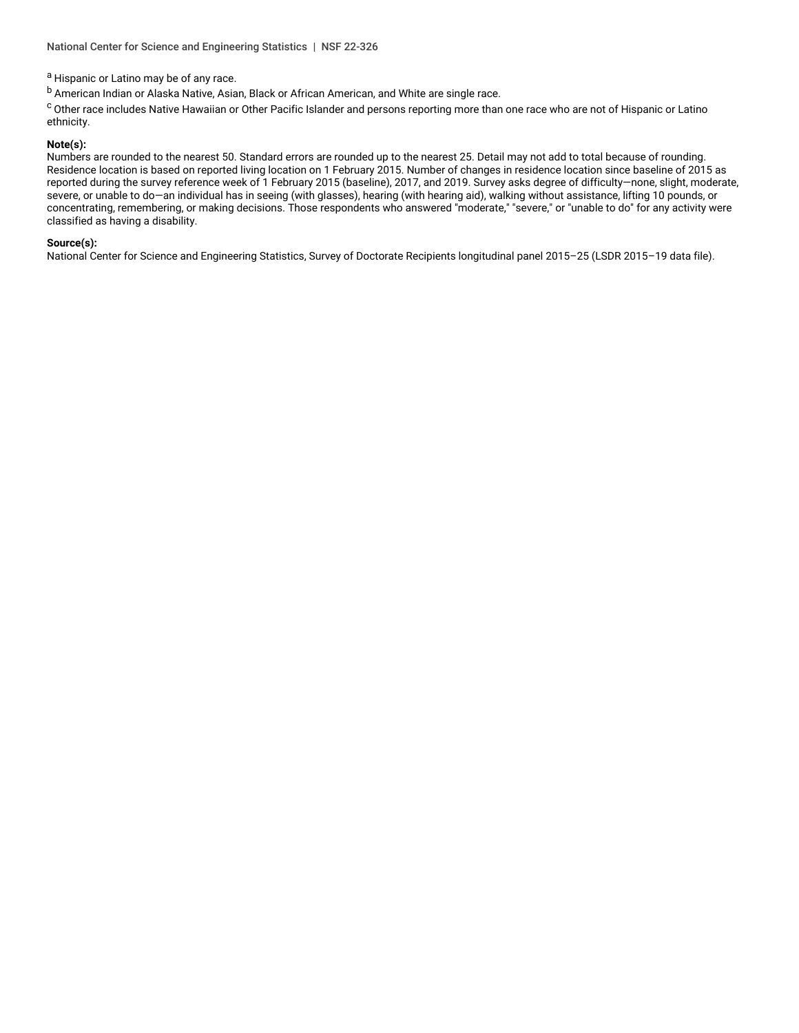[a] Hispanic or Latino may be of any race.

[b] American Indian or Alaska Native, Asian, Black or African American, and White are single race.

[c] Other race includes Native Hawaiian or Other Pacific Islander and persons reporting more than one race who are not of Hispanic or Latino ethnicity.

**Note(s):**
Numbers are rounded to the nearest 50. Standard errors are rounded up to the nearest 25. Detail may not add to total because of rounding. Residence location is based on reported living location on 1 February 2015. Number of changes in residence location since baseline of 2015 as reported during the survey reference week of 1 February 2015 (baseline), 2017, and 2019. Survey asks degree of difficulty—none, slight, moderate, severe, or unable to do—an individual has in seeing (with glasses), hearing (with hearing aid), walking without assistance, lifting 10 pounds, or concentrating, remembering, or making decisions. Those respondents who answered "moderate," "severe," or "unable to do" for any activity were classified as having a disability.

**Source(s):**
National Center for Science and Engineering Statistics, Survey of Doctorate Recipients longitudinal panel 2015–25 (LSDR 2015–19 data file).